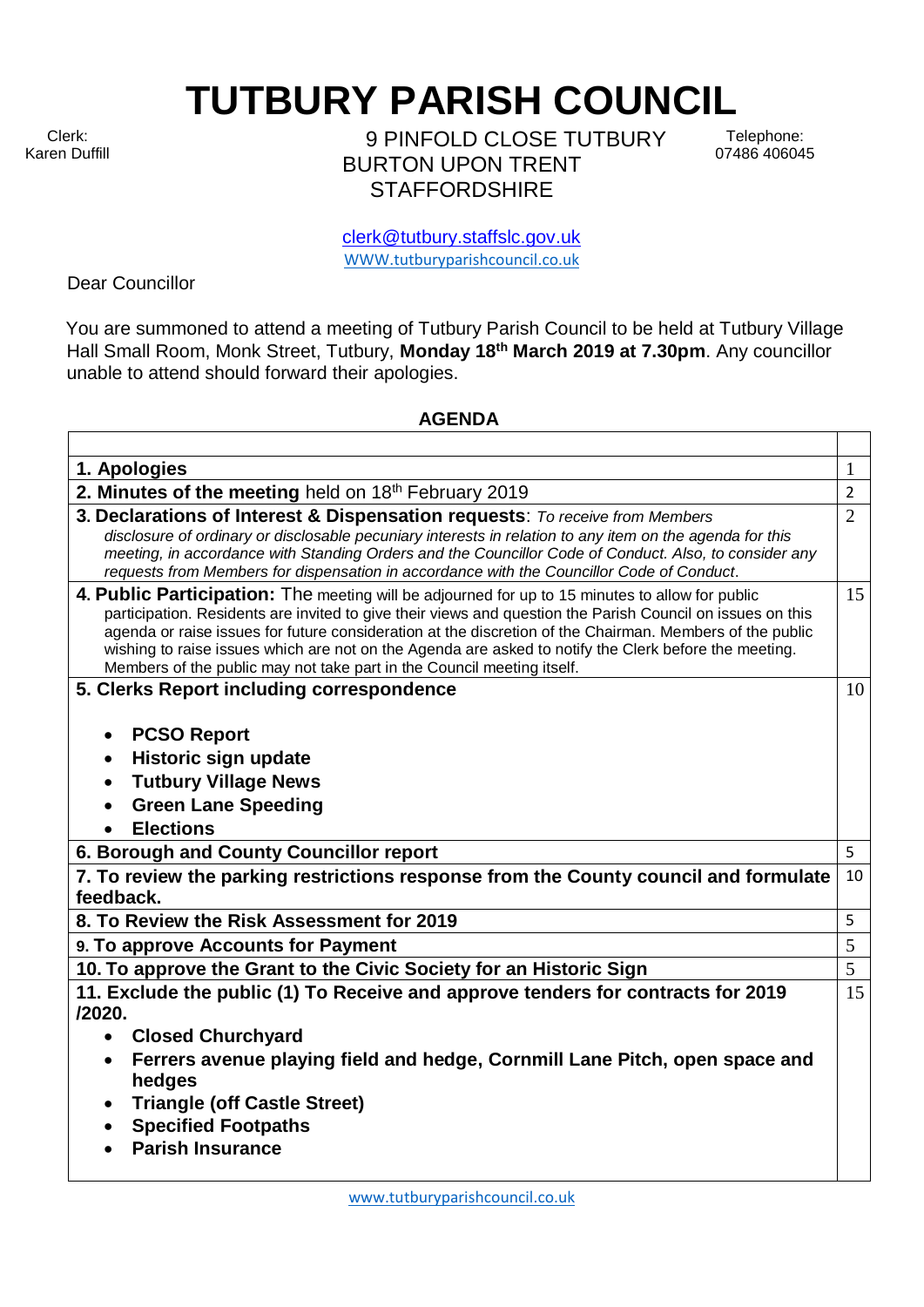# TUTBURY PARISH COUNCIL

Clerk:
Karen Duffill

9 PINFOLD CLOSE TUTBURY
BURTON UPON TRENT
STAFFORDSHIRE

Telephone:
07486 406045

clerk@tutbury.staffslc.gov.uk
WWW.tutburyparishcouncil.co.uk

Dear Councillor

You are summoned to attend a meeting of Tutbury Parish Council to be held at Tutbury Village Hall Small Room, Monk Street, Tutbury, **Monday 18th March 2019 at 7.30pm**. Any councillor unable to attend should forward their apologies.

## AGENDA

| | |
|---|---|
| **1. Apologies** | 1 |
| **2. Minutes of the meeting** held on 18th February 2019 | 2 |
| **3. Declarations of Interest & Dispensation requests**: *To receive from Members disclosure of ordinary or disclosable pecuniary interests in relation to any item on the agenda for this meeting, in accordance with Standing Orders and the Councillor Code of Conduct. Also, to consider any requests from Members for dispensation in accordance with the Councillor Code of Conduct.* | 2 |
| **4. Public Participation:** The meeting will be adjourned for up to 15 minutes to allow for public participation. Residents are invited to give their views and question the Parish Council on issues on this agenda or raise issues for future consideration at the discretion of the Chairman. Members of the public wishing to raise issues which are not on the Agenda are asked to notify the Clerk before the meeting. Members of the public may not take part in the Council meeting itself. | 15 |
| **5. Clerks Report including correspondence**<br>• **PCSO Report**<br>• **Historic sign update**<br>• **Tutbury Village News**<br>• **Green Lane Speeding**<br>• **Elections** | 10 |
| **6. Borough and County Councillor report** | 5 |
| **7. To review the parking restrictions response from the County council and formulate feedback.** | 10 |
| **8. To Review the Risk Assessment for 2019** | 5 |
| **9. To approve Accounts for Payment** | 5 |
| **10. To approve the Grant to the Civic Society for an Historic Sign** | 5 |
| **11. Exclude the public (1) To Receive and approve tenders for contracts for 2019 /2020.**<br>• **Closed Churchyard**<br>• **Ferrers avenue playing field and hedge, Cornmill Lane Pitch, open space and hedges**<br>• **Triangle (off Castle Street)**<br>• **Specified Footpaths**<br>• **Parish Insurance** | 15 |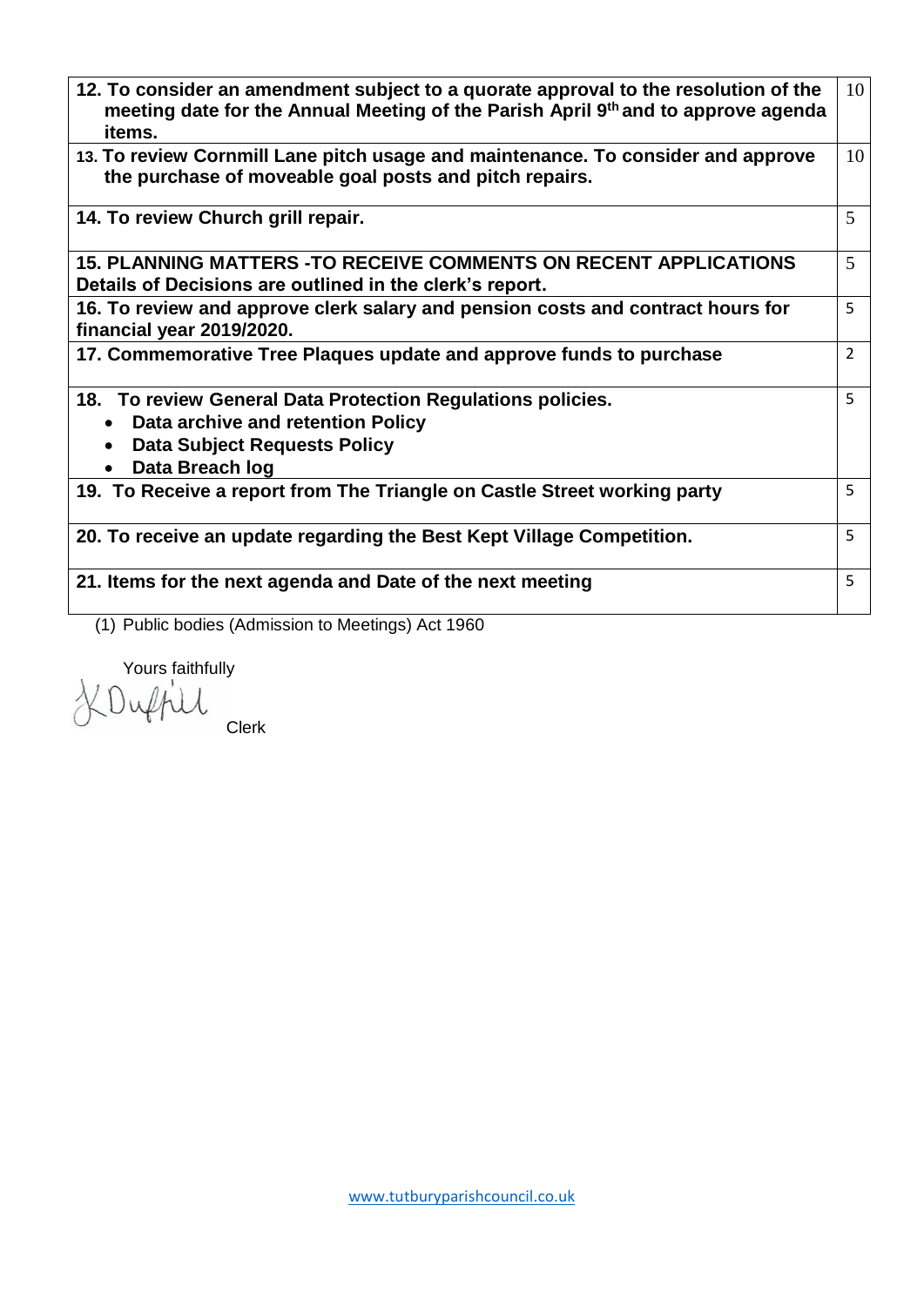| | |
|---|---|
| **12. To consider an amendment subject to a quorate approval to the resolution of the meeting date for the Annual Meeting of the Parish April 9th and to approve agenda items.** | 10 |
| **13. To review Cornmill Lane pitch usage and maintenance. To consider and approve the purchase of moveable goal posts and pitch repairs.** | 10 |
| **14. To review Church grill repair.** | 5 |
| **15. PLANNING MATTERS -TO RECEIVE COMMENTS ON RECENT APPLICATIONS Details of Decisions are outlined in the clerk's report.** | 5 |
| **16. To review and approve clerk salary and pension costs and contract hours for financial year 2019/2020.** | 5 |
| **17. Commemorative Tree Plaques update and approve funds to purchase** | 2 |
| **18. To review General Data Protection Regulations policies.** <br>• **Data archive and retention Policy** <br>• **Data Subject Requests Policy** <br>• **Data Breach log** | 5 |
| **19. To Receive a report from The Triangle on Castle Street working party** | 5 |
| **20. To receive an update regarding the Best Kept Village Competition.** | 5 |
| **21. Items for the next agenda and Date of the next meeting** | 5 |

(1) Public bodies (Admission to Meetings) Act 1960

Yours faithfully

K Duffill

Clerk

www.tutburyparishcouncil.co.uk